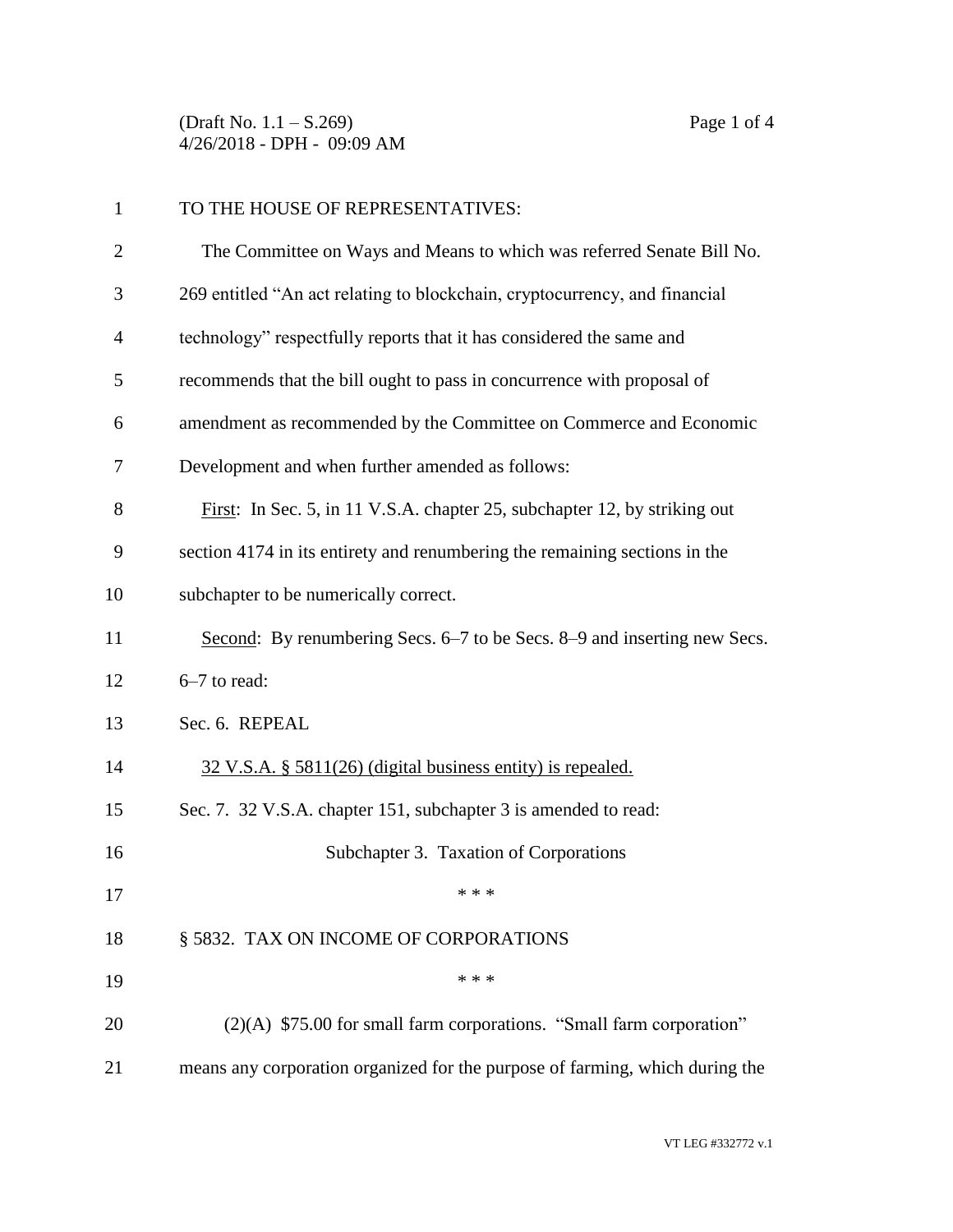TO THE HOUSE OF REPRESENTATIVES:

The Committee on Ways and Means to which was referred Senate Bill No. 269 entitled "An act relating to blockchain, cryptocurrency, and financial technology" respectfully reports that it has considered the same and recommends that the bill ought to pass in concurrence with proposal of amendment as recommended by the Committee on Commerce and Economic Development and when further amended as follows:

First: In Sec. 5, in 11 V.S.A. chapter 25, subchapter 12, by striking out section 4174 in its entirety and renumbering the remaining sections in the subchapter to be numerically correct.

Second: By renumbering Secs. 6–7 to be Secs. 8–9 and inserting new Secs. 6–7 to read:

Sec. 6. REPEAL

32 V.S.A. § 5811(26) (digital business entity) is repealed.

Sec. 7. 32 V.S.A. chapter 151, subchapter 3 is amended to read:

Subchapter 3. Taxation of Corporations

\* \* \*

§ 5832. TAX ON INCOME OF CORPORATIONS

\* \* \*

(2)(A) $75.00 for small farm corporations. "Small farm corporation" means any corporation organized for the purpose of farming, which during the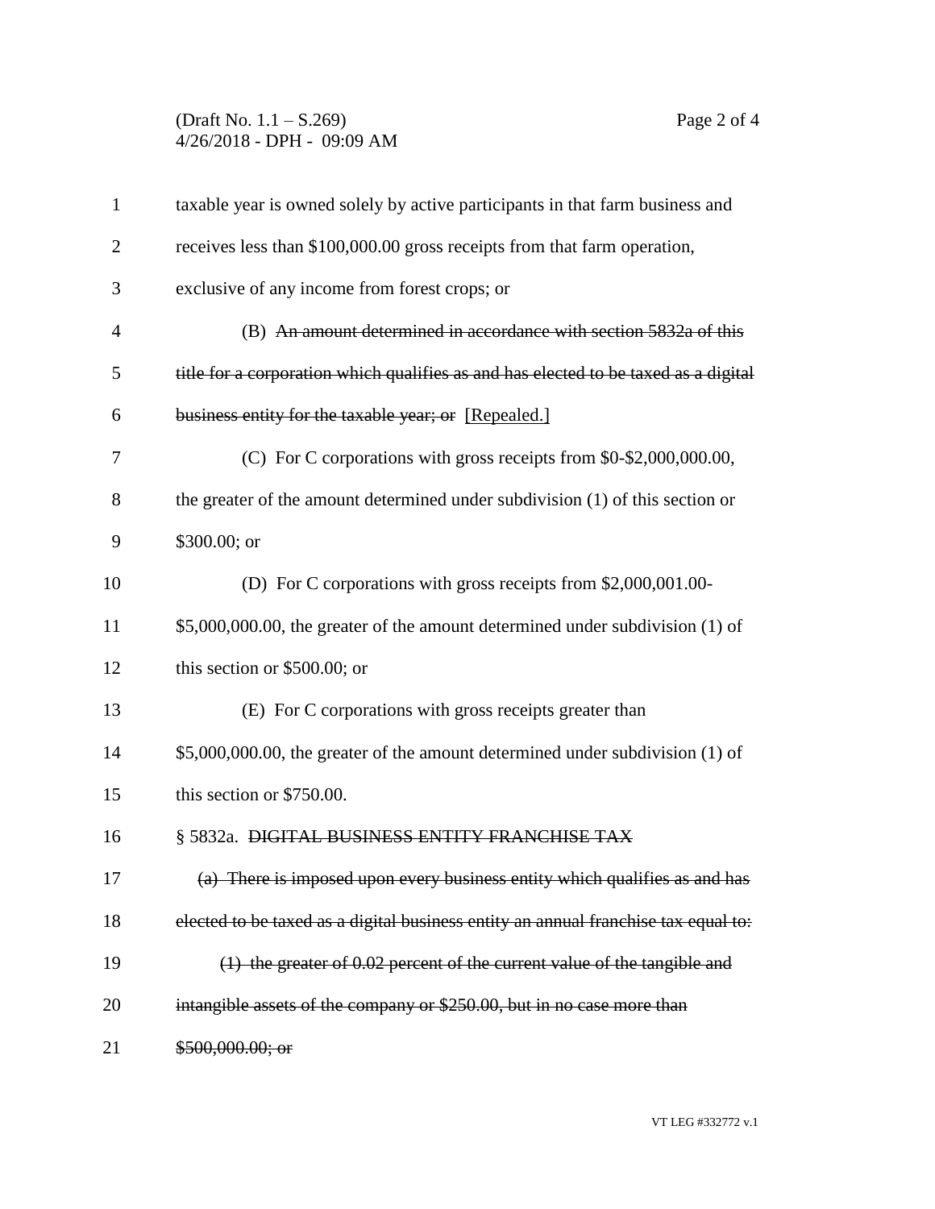taxable year is owned solely by active participants in that farm business and receives less than $100,000.00 gross receipts from that farm operation, exclusive of any income from forest crops; or

(B) ~~An amount determined in accordance with section 5832a of this title for a corporation which qualifies as and has elected to be taxed as a digital business entity for the taxable year; or~~ [Repealed.]

(C) For C corporations with gross receipts from $0-$2,000,000.00, the greater of the amount determined under subdivision (1) of this section or $300.00; or

(D) For C corporations with gross receipts from $2,000,001.00-$5,000,000.00, the greater of the amount determined under subdivision (1) of this section or $500.00; or

(E) For C corporations with gross receipts greater than $5,000,000.00, the greater of the amount determined under subdivision (1) of this section or $750.00.

§ 5832a. ~~DIGITAL BUSINESS ENTITY FRANCHISE TAX~~

~~(a) There is imposed upon every business entity which qualifies as and has elected to be taxed as a digital business entity an annual franchise tax equal to:~~

~~(1) the greater of 0.02 percent of the current value of the tangible and intangible assets of the company or $250.00, but in no case more than $500,000.00; or~~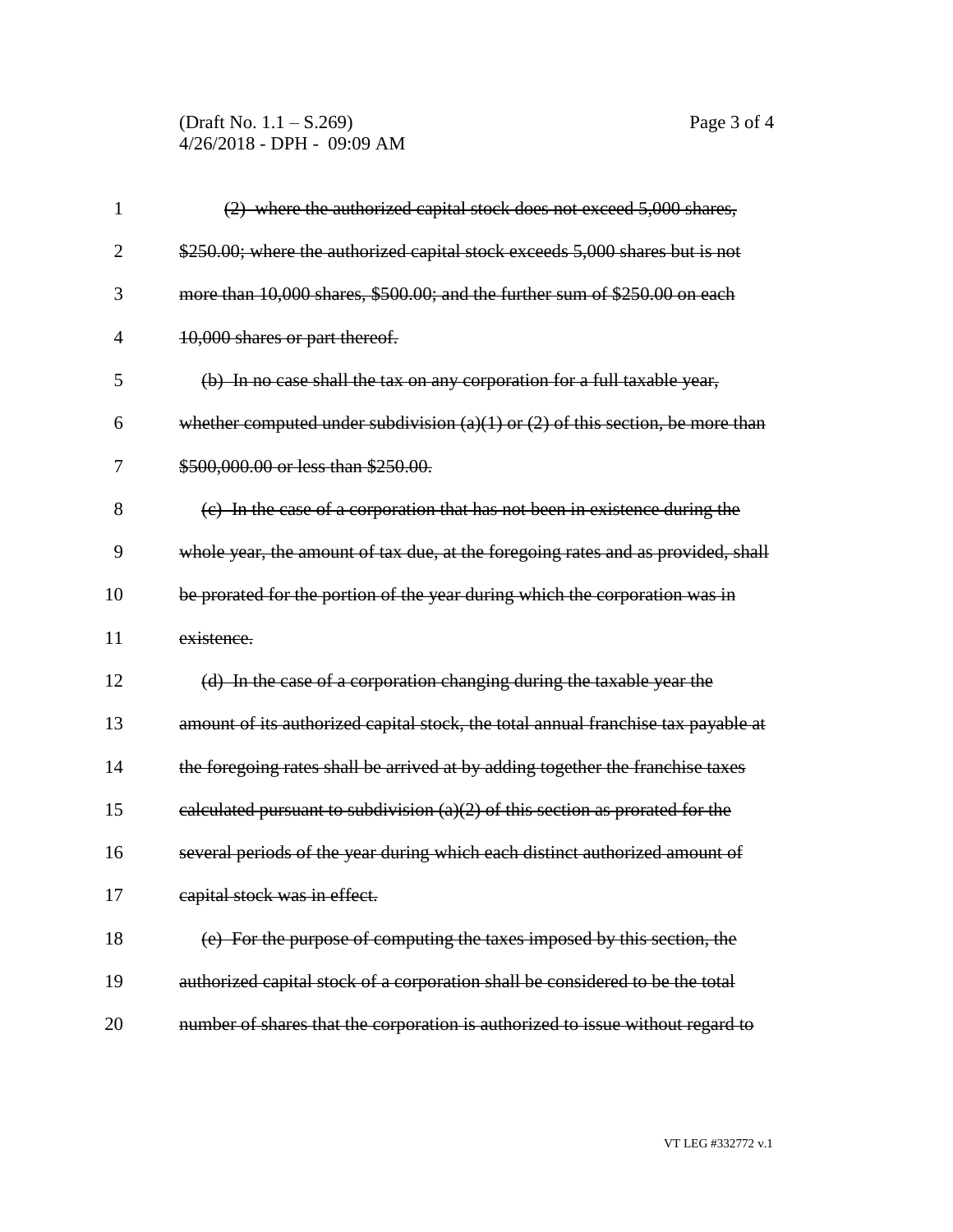~~(2) where the authorized capital stock does not exceed 5,000 shares, $250.00; where the authorized capital stock exceeds 5,000 shares but is not more than 10,000 shares, $500.00; and the further sum of $250.00 on each 10,000 shares or part thereof.~~

~~(b) In no case shall the tax on any corporation for a full taxable year, whether computed under subdivision (a)(1) or (2) of this section, be more than $500,000.00 or less than $250.00.~~

~~(c) In the case of a corporation that has not been in existence during the whole year, the amount of tax due, at the foregoing rates and as provided, shall be prorated for the portion of the year during which the corporation was in existence.~~

~~(d) In the case of a corporation changing during the taxable year the amount of its authorized capital stock, the total annual franchise tax payable at the foregoing rates shall be arrived at by adding together the franchise taxes calculated pursuant to subdivision (a)(2) of this section as prorated for the several periods of the year during which each distinct authorized amount of capital stock was in effect.~~

~~(e) For the purpose of computing the taxes imposed by this section, the authorized capital stock of a corporation shall be considered to be the total number of shares that the corporation is authorized to issue without regard to~~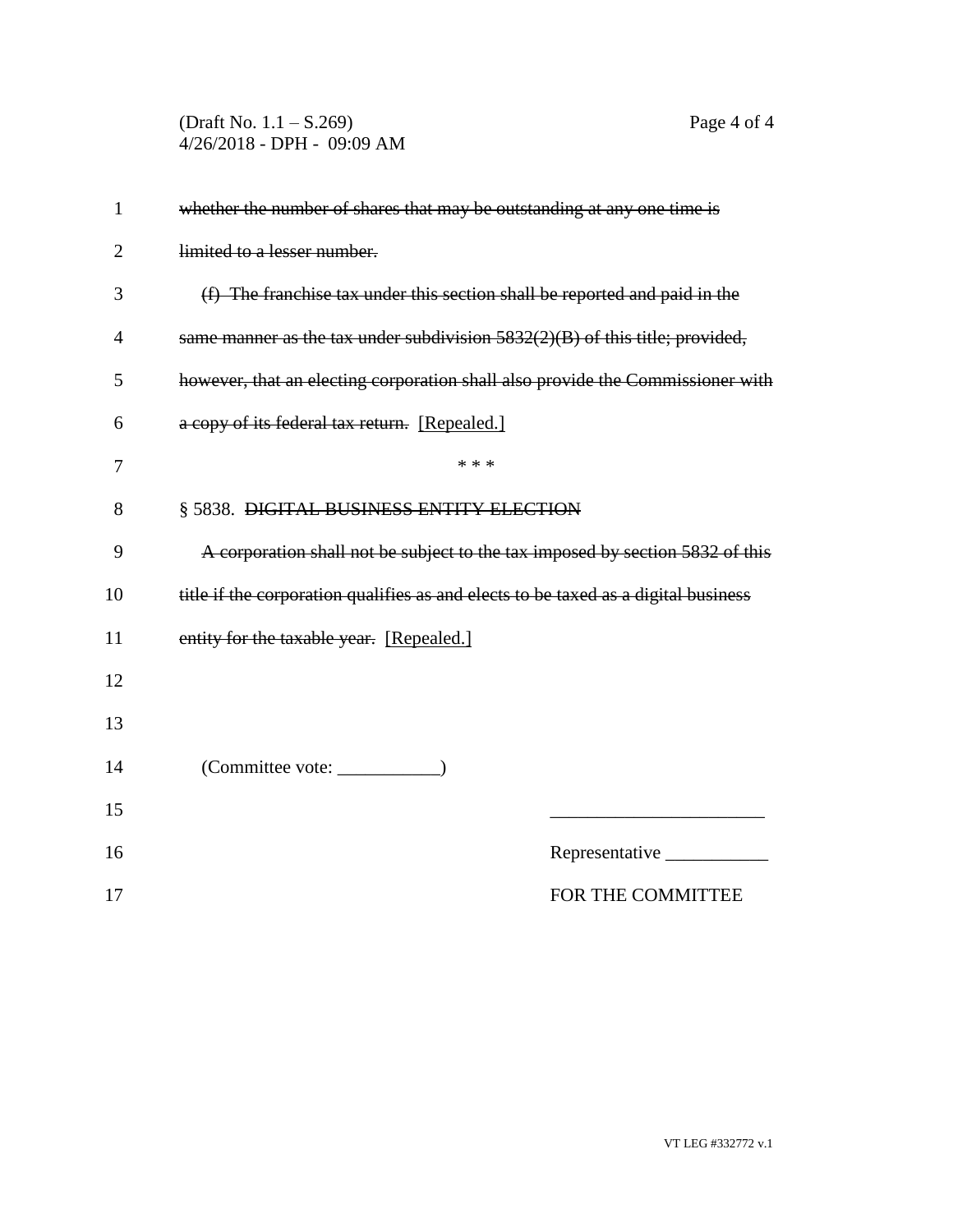~~whether the number of shares that may be outstanding at any one time is limited to a lesser number.~~

~~(f) The franchise tax under this section shall be reported and paid in the same manner as the tax under subdivision 5832(2)(B) of this title; provided, however, that an electing corporation shall also provide the Commissioner with a copy of its federal tax return.~~ [Repealed.]

\* \* \*

§ 5838. ~~DIGITAL BUSINESS ENTITY ELECTION~~

~~A corporation shall not be subject to the tax imposed by section 5832 of this title if the corporation qualifies as and elects to be taxed as a digital business entity for the taxable year.~~ [Repealed.]

(Committee vote: ___________)

_______________________

Representative ___________

FOR THE COMMITTEE